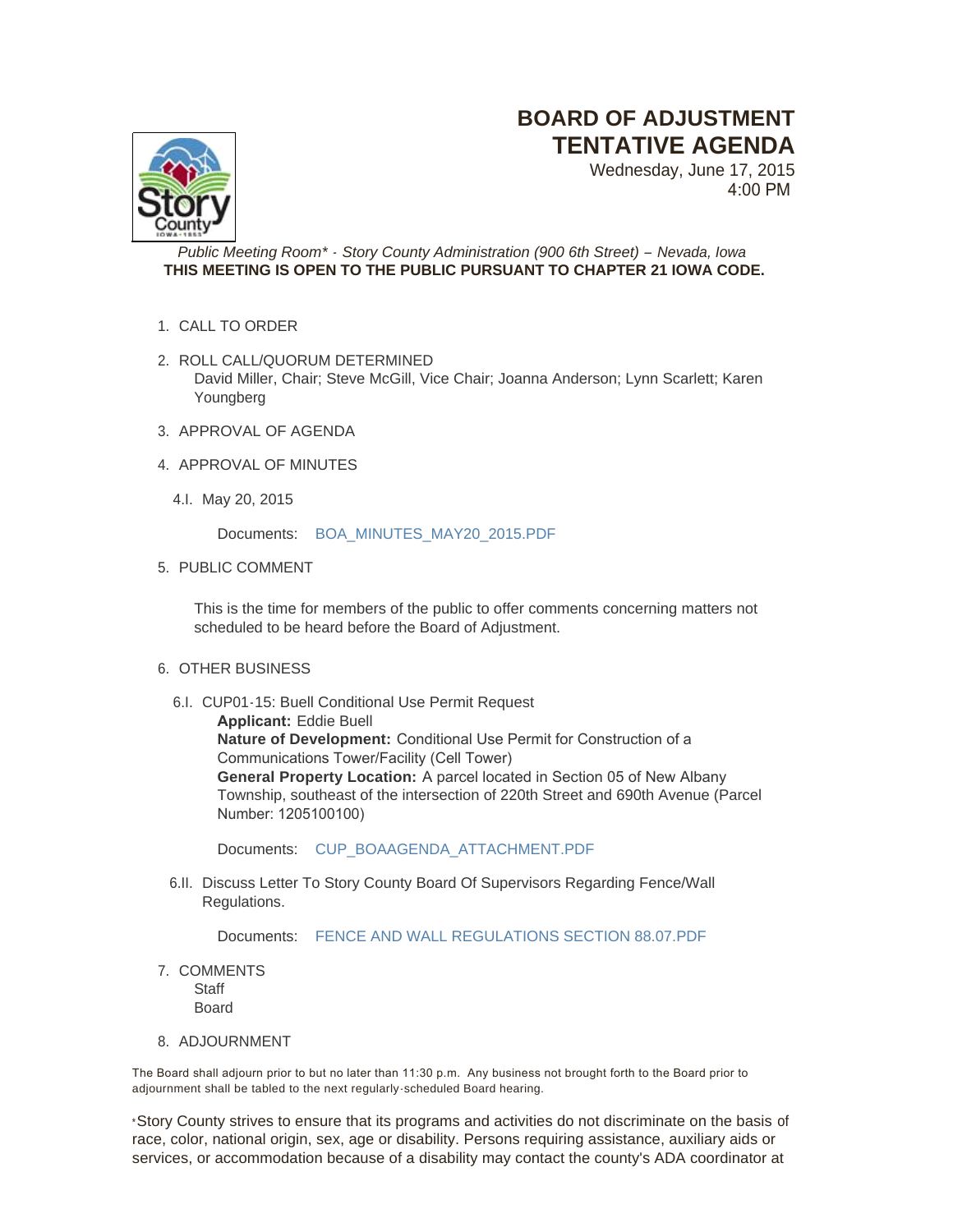# BOARD OF ADJUSTMENT TENTATIVE AGENDA

Wednesday, June 17, 2015
4:00 PM

*Public Meeting Room\* - Story County Administration (900 6th Street) – Nevada, Iowa*
**THIS MEETING IS OPEN TO THE PUBLIC PURSUANT TO CHAPTER 21 IOWA CODE.**

1. CALL TO ORDER

2. ROLL CALL/QUORUM DETERMINED
   David Miller, Chair; Steve McGill, Vice Chair; Joanna Anderson; Lynn Scarlett; Karen Youngberg

3. APPROVAL OF AGENDA

4. APPROVAL OF MINUTES

   4.I. May 20, 2015

   Documents: BOA_MINUTES_MAY20_2015.PDF

5. PUBLIC COMMENT

   This is the time for members of the public to offer comments concerning matters not scheduled to be heard before the Board of Adjustment.

6. OTHER BUSINESS

   6.I. CUP01-15: Buell Conditional Use Permit Request
   **Applicant:** Eddie Buell
   **Nature of Development:** Conditional Use Permit for Construction of a Communications Tower/Facility (Cell Tower)
   **General Property Location:** A parcel located in Section 05 of New Albany Township, southeast of the intersection of 220th Street and 690th Avenue (Parcel Number: 1205100100)

   Documents: CUP_BOAAGENDA_ATTACHMENT.PDF

   6.II. Discuss Letter To Story County Board Of Supervisors Regarding Fence/Wall Regulations.

   Documents: FENCE AND WALL REGULATIONS SECTION 88.07.PDF

7. COMMENTS
   Staff
   Board

8. ADJOURNMENT

The Board shall adjourn prior to but no later than 11:30 p.m. Any business not brought forth to the Board prior to adjournment shall be tabled to the next regularly-scheduled Board hearing.

\*Story County strives to ensure that its programs and activities do not discriminate on the basis of race, color, national origin, sex, age or disability. Persons requiring assistance, auxiliary aids or services, or accommodation because of a disability may contact the county's ADA coordinator at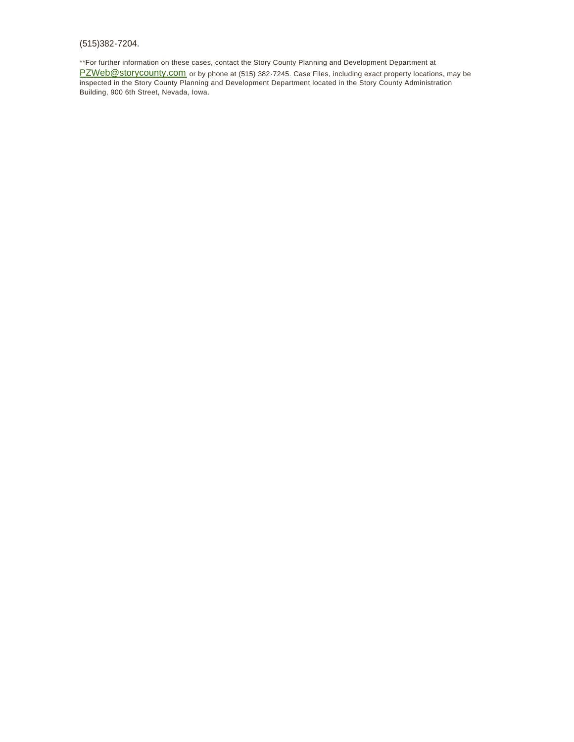(515)382-7204.

**For further information on these cases, contact the Story County Planning and Development Department at PZWeb@storycounty.com or by phone at (515) 382-7245. Case Files, including exact property locations, may be inspected in the Story County Planning and Development Department located in the Story County Administration Building, 900 6th Street, Nevada, Iowa.